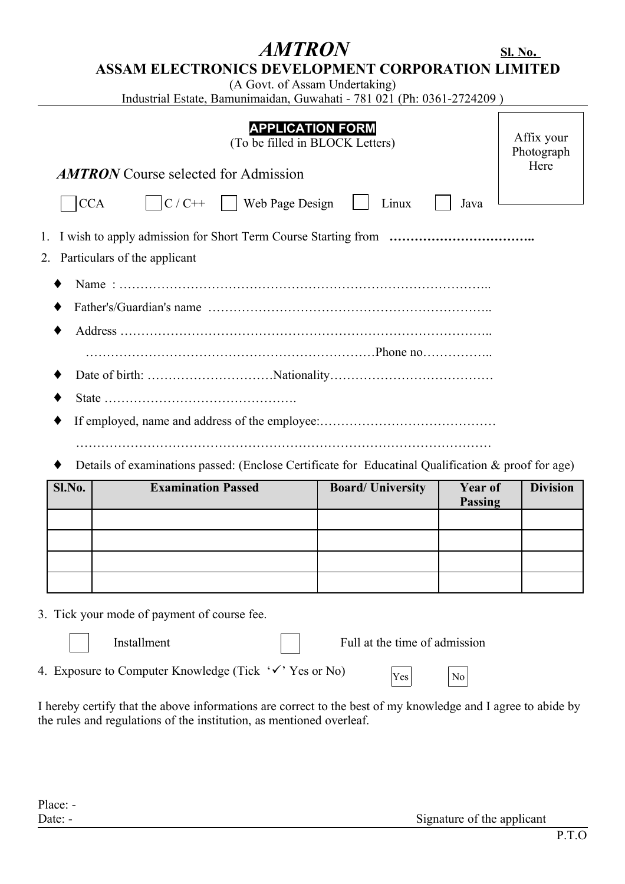# *AMTRON*

**Sl. No.**

## ASSAM ELECTRONICS DEVELOPMENT CORPORATION LIMITED

(A Govt. of Assam Undertaking)
Industrial Estate, Bamunimaidan, Guwahati - 781 021 (Ph: 0361-2724209 )

**APPLICATION FORM**
(To be filled in BLOCK Letters)

Affix your Photograph Here

*AMTRON* Course selected for Admission

☐ CCA ☐ C / C++ ☐ Web Page Design ☐ Linux ☐ Java

1. I wish to apply admission for Short Term Course Starting from ……………………………..
2. Particulars of the applicant

- Name : ……………………………………………………………………………..
- Father's/Guardian's name ………………………………………………………….
- Address …………………………………………………………………………..
  ……………………………………………………………Phone no……………..
- Date of birth: …………………………Nationality…………………………………
- State ……………………………………….
- If employed, name and address of the employee:……………………………………
  ……………………………………………………………………………………
- Details of examinations passed: (Enclose Certificate for Educatinal Qualification & proof for age)

| Sl.No. | Examination Passed | Board/ University | Year of Passing | Division |
|---|---|---|---|---|
| | | | | |
| | | | | |
| | | | | |
| | | | | |

3. Tick your mode of payment of course fee.

☐ Installment ☐ Full at the time of admission

4. Exposure to Computer Knowledge (Tick '✓' Yes or No) ☐ Yes ☐ No

I hereby certify that the above informations are correct to the best of my knowledge and I agree to abide by the rules and regulations of the institution, as mentioned overleaf.

Place: -
Date: -

Signature of the applicant

P.T.O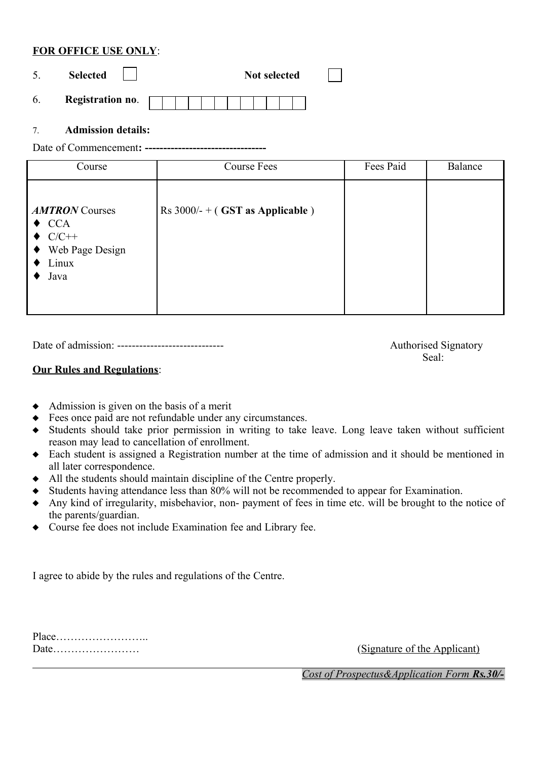**FOR OFFICE USE ONLY**:

5. **Selected** ☐ **Not selected** ☐

6. **Registration no**. ☐☐☐☐☐☐☐☐☐☐☐☐

7. **Admission details:**

Date of Commencement**: ---------------------------------**

| Course | Course Fees | Fees Paid | Balance |
|---|---|---|---|
| ***AMTRON*** Courses<br>♦ CCA<br>♦ C/C++<br>♦ Web Page Design<br>♦ Linux<br>♦ Java | Rs 3000/- + ( **GST as Applicable** ) | | |

Date of admission: -----------------------------

Authorised Signatory
Seal:

**Our Rules and Regulations**:

- Admission is given on the basis of a merit
- Fees once paid are not refundable under any circumstances.
- Students should take prior permission in writing to take leave. Long leave taken without sufficient reason may lead to cancellation of enrollment.
- Each student is assigned a Registration number at the time of admission and it should be mentioned in all later correspondence.
- All the students should maintain discipline of the Centre properly.
- Students having attendance less than 80% will not be recommended to appear for Examination.
- Any kind of irregularity, misbehavior, non- payment of fees in time etc. will be brought to the notice of the parents/guardian.
- Course fee does not include Examination fee and Library fee.

I agree to abide by the rules and regulations of the Centre.

Place……………………..
Date……………………

(Signature of the Applicant)

*Cost of Prospectus&Application Form **Rs.30/-***